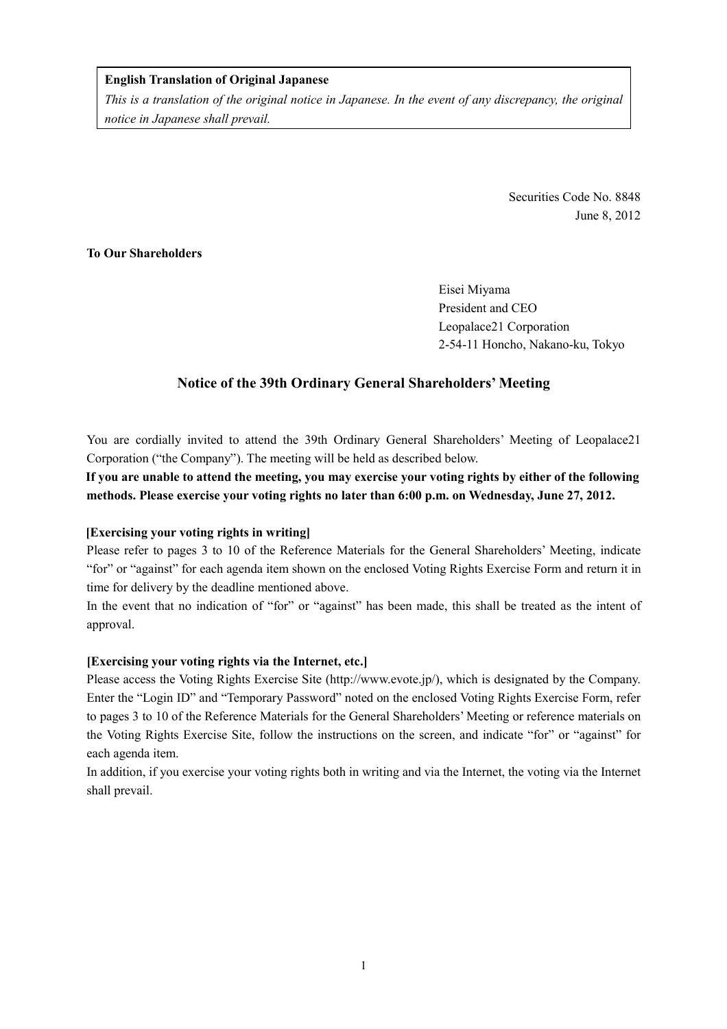**English Translation of Original Japanese**

*This is a translation of the original notice in Japanese. In the event of any discrepancy, the original notice in Japanese shall prevail.*

Securities Code No. 8848
June 8, 2012

**To Our Shareholders**

Eisei Miyama
President and CEO
Leopalace21 Corporation
2-54-11 Honcho, Nakano-ku, Tokyo

## Notice of the 39th Ordinary General Shareholders' Meeting

You are cordially invited to attend the 39th Ordinary General Shareholders' Meeting of Leopalace21 Corporation ("the Company"). The meeting will be held as described below.

**If you are unable to attend the meeting, you may exercise your voting rights by either of the following methods. Please exercise your voting rights no later than 6:00 p.m. on Wednesday, June 27, 2012.**

**[Exercising your voting rights in writing]**

Please refer to pages 3 to 10 of the Reference Materials for the General Shareholders' Meeting, indicate "for" or "against" for each agenda item shown on the enclosed Voting Rights Exercise Form and return it in time for delivery by the deadline mentioned above.

In the event that no indication of "for" or "against" has been made, this shall be treated as the intent of approval.

**[Exercising your voting rights via the Internet, etc.]**

Please access the Voting Rights Exercise Site (http://www.evote.jp/), which is designated by the Company. Enter the "Login ID" and "Temporary Password" noted on the enclosed Voting Rights Exercise Form, refer to pages 3 to 10 of the Reference Materials for the General Shareholders' Meeting or reference materials on the Voting Rights Exercise Site, follow the instructions on the screen, and indicate "for" or "against" for each agenda item.

In addition, if you exercise your voting rights both in writing and via the Internet, the voting via the Internet shall prevail.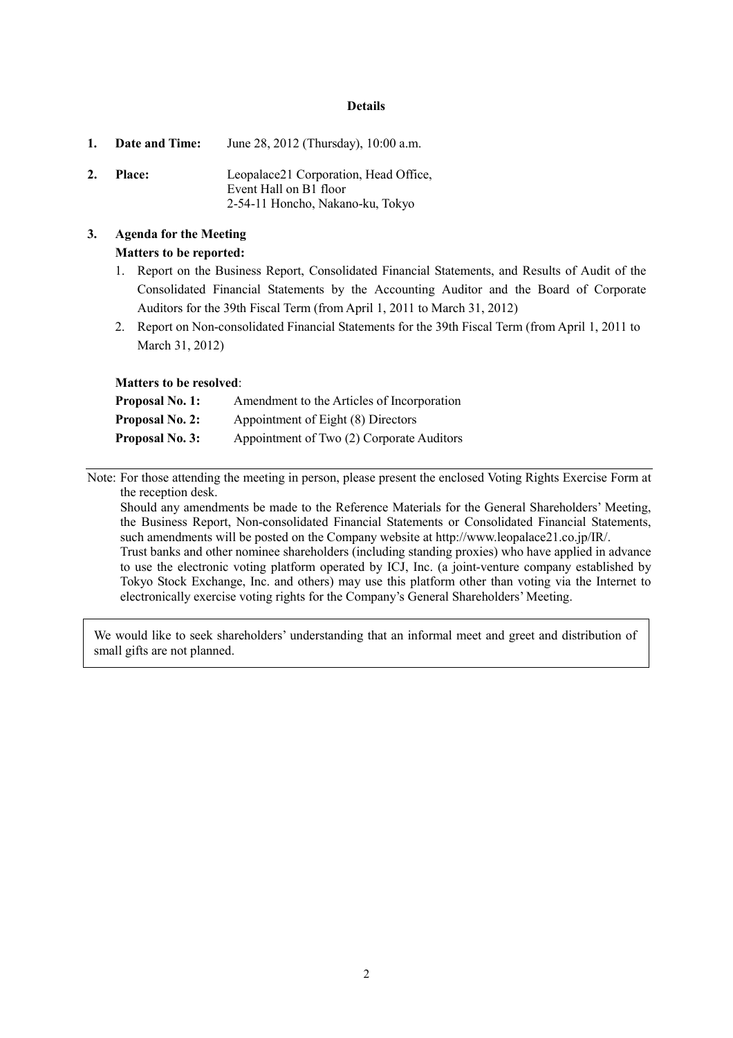## Details

1. **Date and Time:** June 28, 2012 (Thursday), 10:00 a.m.

2. **Place:** Leopalace21 Corporation, Head Office,
   Event Hall on B1 floor
   2-54-11 Honcho, Nakano-ku, Tokyo

3. **Agenda for the Meeting**

   **Matters to be reported:**

   1. Report on the Business Report, Consolidated Financial Statements, and Results of Audit of the Consolidated Financial Statements by the Accounting Auditor and the Board of Corporate Auditors for the 39th Fiscal Term (from April 1, 2011 to March 31, 2012)
   2. Report on Non-consolidated Financial Statements for the 39th Fiscal Term (from April 1, 2011 to March 31, 2012)

   **Matters to be resolved**:

   **Proposal No. 1:** Amendment to the Articles of Incorporation
   **Proposal No. 2:** Appointment of Eight (8) Directors
   **Proposal No. 3:** Appointment of Two (2) Corporate Auditors

---

Note: For those attending the meeting in person, please present the enclosed Voting Rights Exercise Form at the reception desk.
Should any amendments be made to the Reference Materials for the General Shareholders' Meeting, the Business Report, Non-consolidated Financial Statements or Consolidated Financial Statements, such amendments will be posted on the Company website at http://www.leopalace21.co.jp/IR/.
Trust banks and other nominee shareholders (including standing proxies) who have applied in advance to use the electronic voting platform operated by ICJ, Inc. (a joint-venture company established by Tokyo Stock Exchange, Inc. and others) may use this platform other than voting via the Internet to electronically exercise voting rights for the Company's General Shareholders' Meeting.

We would like to seek shareholders' understanding that an informal meet and greet and distribution of small gifts are not planned.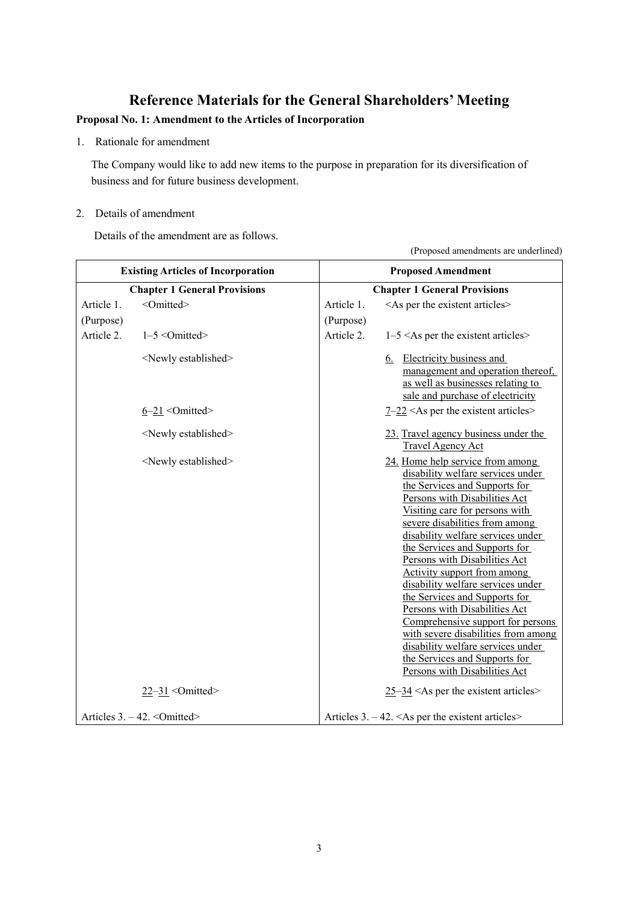# Reference Materials for the General Shareholders' Meeting

**Proposal No. 1: Amendment to the Articles of Incorporation**

1. Rationale for amendment

   The Company would like to add new items to the purpose in preparation for its diversification of business and for future business development.

2. Details of amendment

   Details of the amendment are as follows.

(Proposed amendments are underlined)

| Existing Articles of Incorporation | | Proposed Amendment | |
|---|---|---|---|
| **Chapter 1 General Provisions** | | **Chapter 1 General Provisions** | |
| Article 1. | <Omitted> | Article 1. | <As per the existent articles> |
| (Purpose) | | (Purpose) | |
| Article 2. | 1–5 <Omitted> | Article 2. | 1–5 <As per the existent articles> |
| | <Newly established> | | 6. Electricity business and management and operation thereof, as well as businesses relating to sale and purchase of electricity |
| | 6–21 <Omitted> | | 7–22 <As per the existent articles> |
| | <Newly established> | | 23. Travel agency business under the Travel Agency Act |
| | <Newly established> | | 24. Home help service from among disability welfare services under the Services and Supports for Persons with Disabilities Act<br>Visiting care for persons with severe disabilities from among disability welfare services under the Services and Supports for Persons with Disabilities Act<br>Activity support from among disability welfare services under the Services and Supports for Persons with Disabilities Act<br>Comprehensive support for persons with severe disabilities from among disability welfare services under the Services and Supports for Persons with Disabilities Act |
| | 22–31 <Omitted> | | 25–34 <As per the existent articles> |
| Articles 3. – 42. <Omitted> | | Articles 3. – 42. <As per the existent articles> | |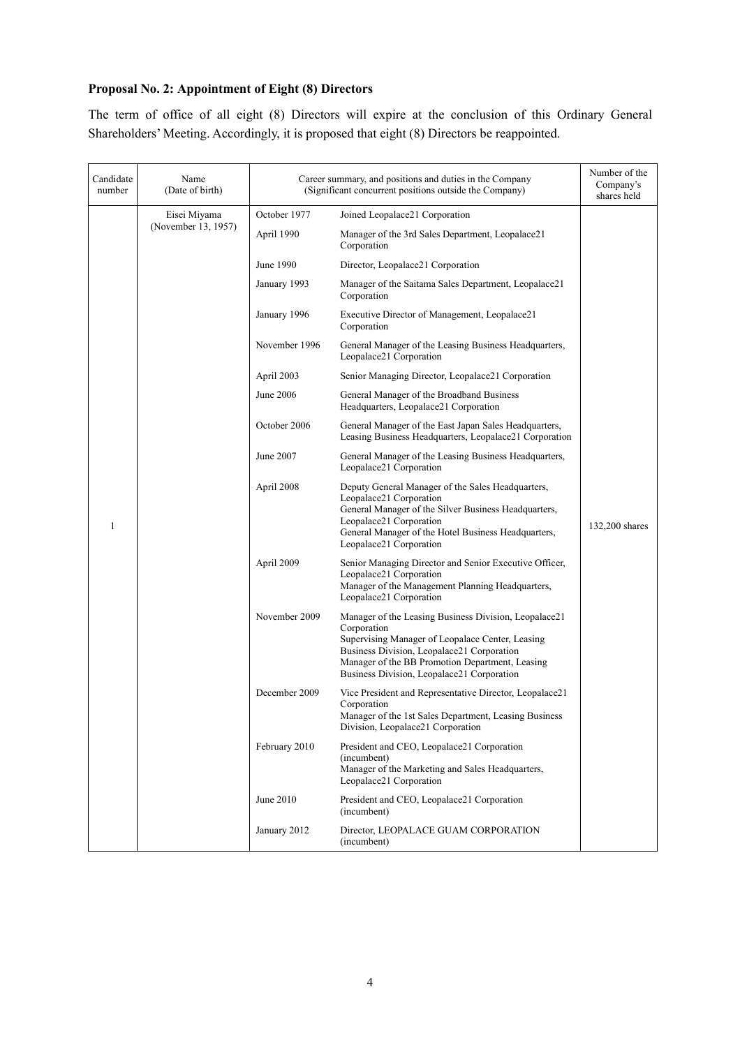**Proposal No. 2: Appointment of Eight (8) Directors**

The term of office of all eight (8) Directors will expire at the conclusion of this Ordinary General Shareholders' Meeting. Accordingly, it is proposed that eight (8) Directors be reappointed.

| Candidate number | Name (Date of birth) | Career summary, and positions and duties in the Company (Significant concurrent positions outside the Company) | | Number of the Company's shares held |
|---|---|---|---|---|
| 1 | Eisei Miyama (November 13, 1957) | October 1977 | Joined Leopalace21 Corporation | 132,200 shares |
| | | April 1990 | Manager of the 3rd Sales Department, Leopalace21 Corporation | |
| | | June 1990 | Director, Leopalace21 Corporation | |
| | | January 1993 | Manager of the Saitama Sales Department, Leopalace21 Corporation | |
| | | January 1996 | Executive Director of Management, Leopalace21 Corporation | |
| | | November 1996 | General Manager of the Leasing Business Headquarters, Leopalace21 Corporation | |
| | | April 2003 | Senior Managing Director, Leopalace21 Corporation | |
| | | June 2006 | General Manager of the Broadband Business Headquarters, Leopalace21 Corporation | |
| | | October 2006 | General Manager of the East Japan Sales Headquarters, Leasing Business Headquarters, Leopalace21 Corporation | |
| | | June 2007 | General Manager of the Leasing Business Headquarters, Leopalace21 Corporation | |
| | | April 2008 | Deputy General Manager of the Sales Headquarters, Leopalace21 Corporation<br>General Manager of the Silver Business Headquarters, Leopalace21 Corporation<br>General Manager of the Hotel Business Headquarters, Leopalace21 Corporation | |
| | | April 2009 | Senior Managing Director and Senior Executive Officer, Leopalace21 Corporation<br>Manager of the Management Planning Headquarters, Leopalace21 Corporation | |
| | | November 2009 | Manager of the Leasing Business Division, Leopalace21 Corporation<br>Supervising Manager of Leopalace Center, Leasing Business Division, Leopalace21 Corporation<br>Manager of the BB Promotion Department, Leasing Business Division, Leopalace21 Corporation | |
| | | December 2009 | Vice President and Representative Director, Leopalace21 Corporation<br>Manager of the 1st Sales Department, Leasing Business Division, Leopalace21 Corporation | |
| | | February 2010 | President and CEO, Leopalace21 Corporation (incumbent)<br>Manager of the Marketing and Sales Headquarters, Leopalace21 Corporation | |
| | | June 2010 | President and CEO, Leopalace21 Corporation (incumbent) | |
| | | January 2012 | Director, LEOPALACE GUAM CORPORATION (incumbent) | |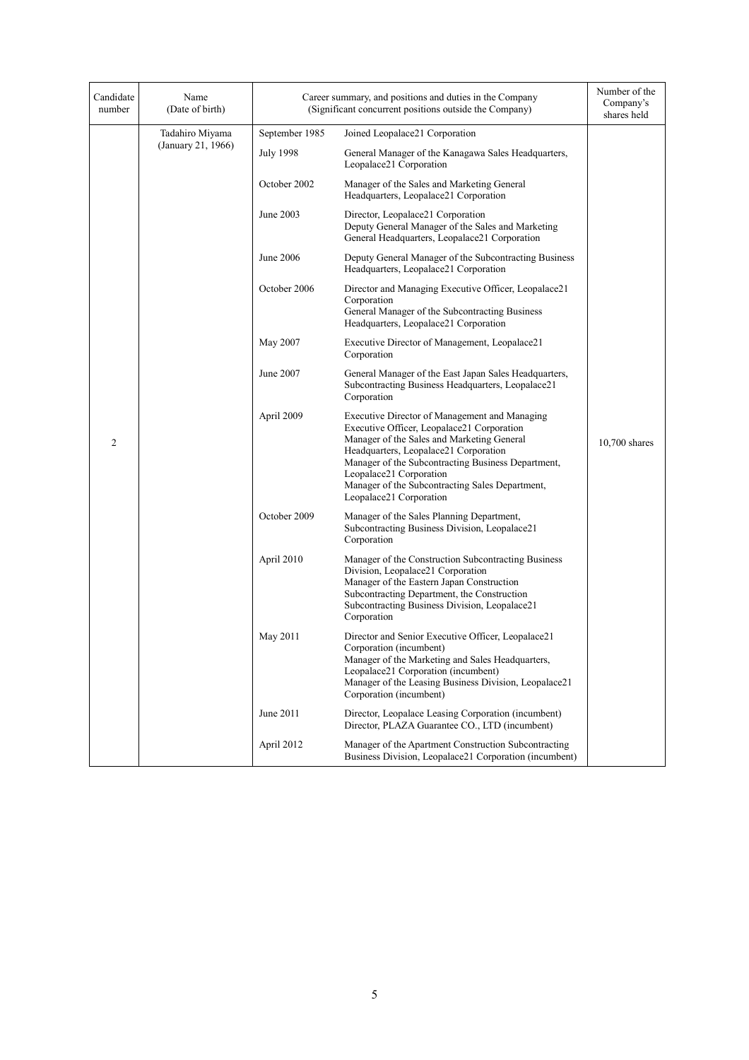| Candidate number | Name (Date of birth) | Career summary, and positions and duties in the Company (Significant concurrent positions outside the Company) | | Number of the Company's shares held |
|---|---|---|---|---|
| 2 | Tadahiro Miyama (January 21, 1966) | September 1985 | Joined Leopalace21 Corporation | 10,700 shares |
| | | July 1998 | General Manager of the Kanagawa Sales Headquarters, Leopalace21 Corporation | |
| | | October 2002 | Manager of the Sales and Marketing General Headquarters, Leopalace21 Corporation | |
| | | June 2003 | Director, Leopalace21 Corporation<br>Deputy General Manager of the Sales and Marketing General Headquarters, Leopalace21 Corporation | |
| | | June 2006 | Deputy General Manager of the Subcontracting Business Headquarters, Leopalace21 Corporation | |
| | | October 2006 | Director and Managing Executive Officer, Leopalace21 Corporation<br>General Manager of the Subcontracting Business Headquarters, Leopalace21 Corporation | |
| | | May 2007 | Executive Director of Management, Leopalace21 Corporation | |
| | | June 2007 | General Manager of the East Japan Sales Headquarters, Subcontracting Business Headquarters, Leopalace21 Corporation | |
| | | April 2009 | Executive Director of Management and Managing Executive Officer, Leopalace21 Corporation<br>Manager of the Sales and Marketing General Headquarters, Leopalace21 Corporation<br>Manager of the Subcontracting Business Department, Leopalace21 Corporation<br>Manager of the Subcontracting Sales Department, Leopalace21 Corporation | |
| | | October 2009 | Manager of the Sales Planning Department, Subcontracting Business Division, Leopalace21 Corporation | |
| | | April 2010 | Manager of the Construction Subcontracting Business Division, Leopalace21 Corporation<br>Manager of the Eastern Japan Construction Subcontracting Department, the Construction Subcontracting Business Division, Leopalace21 Corporation | |
| | | May 2011 | Director and Senior Executive Officer, Leopalace21 Corporation (incumbent)<br>Manager of the Marketing and Sales Headquarters, Leopalace21 Corporation (incumbent)<br>Manager of the Leasing Business Division, Leopalace21 Corporation (incumbent) | |
| | | June 2011 | Director, Leopalace Leasing Corporation (incumbent)<br>Director, PLAZA Guarantee CO., LTD (incumbent) | |
| | | April 2012 | Manager of the Apartment Construction Subcontracting Business Division, Leopalace21 Corporation (incumbent) | |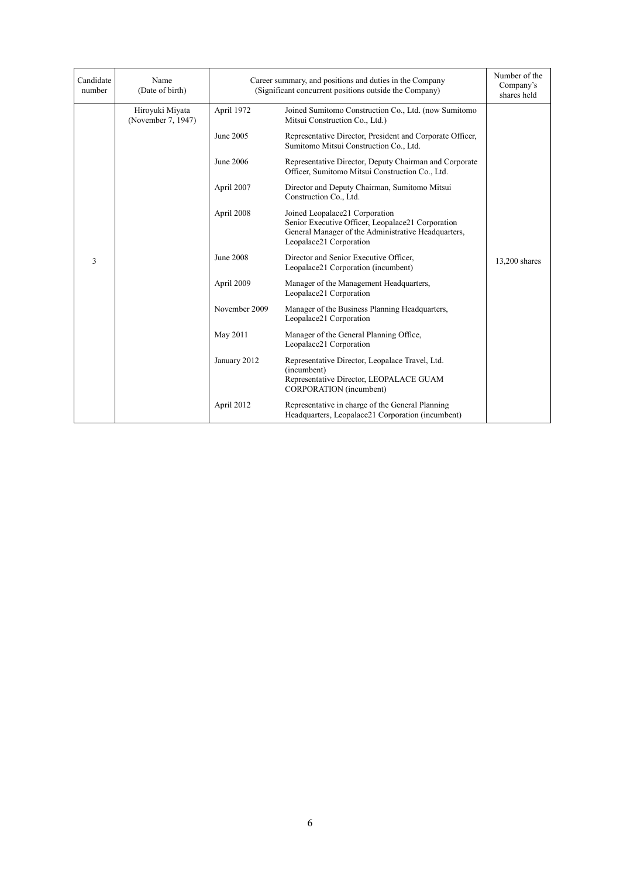| Candidate number | Name (Date of birth) | Career summary, and positions and duties in the Company (Significant concurrent positions outside the Company) | | Number of the Company's shares held |
|---|---|---|---|---|
| 3 | Hiroyuki Miyata (November 7, 1947) | April 1972 | Joined Sumitomo Construction Co., Ltd. (now Sumitomo Mitsui Construction Co., Ltd.) | 13,200 shares |
| | | June 2005 | Representative Director, President and Corporate Officer, Sumitomo Mitsui Construction Co., Ltd. | |
| | | June 2006 | Representative Director, Deputy Chairman and Corporate Officer, Sumitomo Mitsui Construction Co., Ltd. | |
| | | April 2007 | Director and Deputy Chairman, Sumitomo Mitsui Construction Co., Ltd. | |
| | | April 2008 | Joined Leopalace21 Corporation<br>Senior Executive Officer, Leopalace21 Corporation<br>General Manager of the Administrative Headquarters, Leopalace21 Corporation | |
| | | June 2008 | Director and Senior Executive Officer, Leopalace21 Corporation (incumbent) | |
| | | April 2009 | Manager of the Management Headquarters, Leopalace21 Corporation | |
| | | November 2009 | Manager of the Business Planning Headquarters, Leopalace21 Corporation | |
| | | May 2011 | Manager of the General Planning Office, Leopalace21 Corporation | |
| | | January 2012 | Representative Director, Leopalace Travel, Ltd. (incumbent)<br>Representative Director, LEOPALACE GUAM CORPORATION (incumbent) | |
| | | April 2012 | Representative in charge of the General Planning Headquarters, Leopalace21 Corporation (incumbent) | |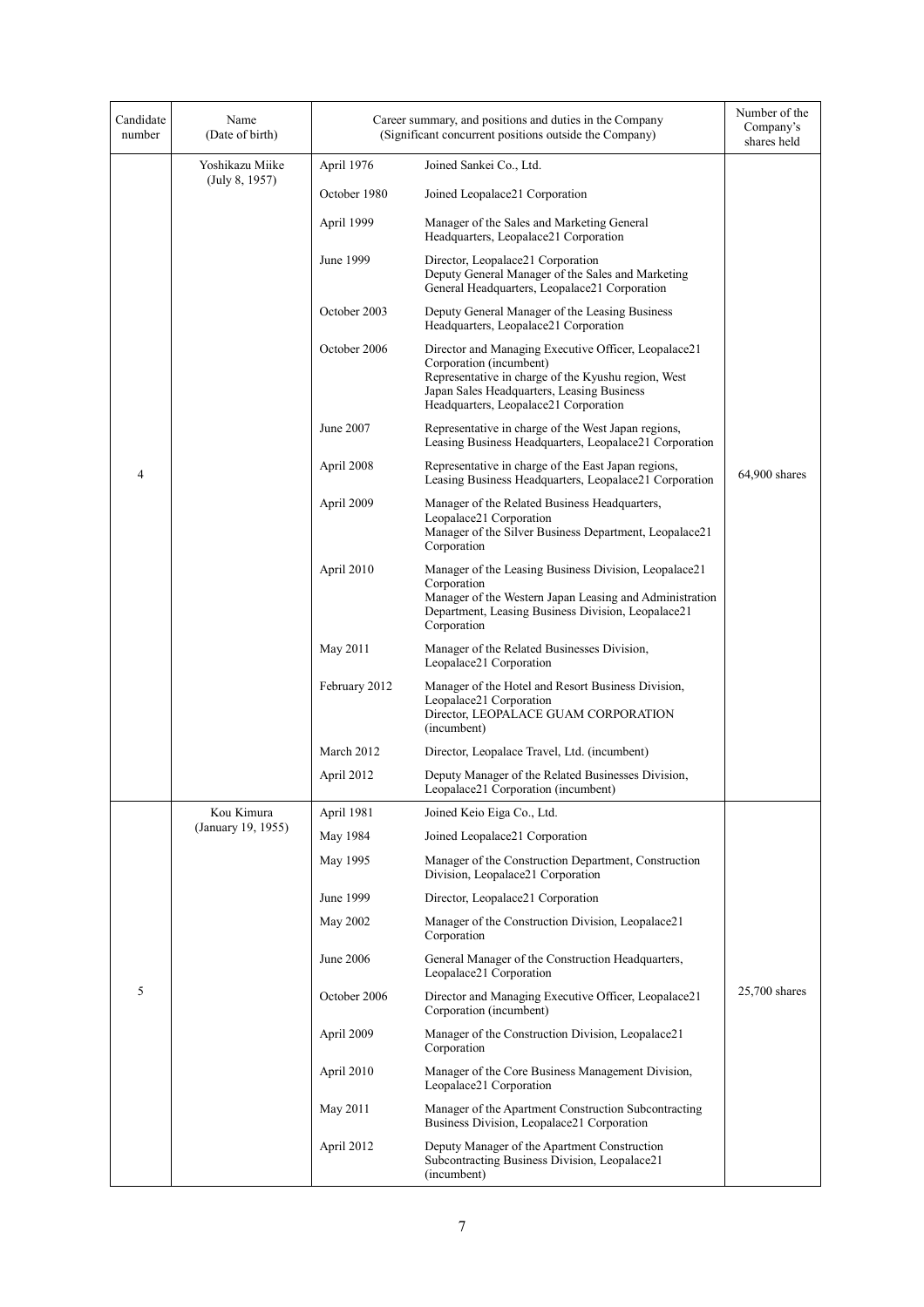| Candidate number | Name (Date of birth) | Career summary, and positions and duties in the Company (Significant concurrent positions outside the Company) | | Number of the Company's shares held |
|---|---|---|---|---|
| 4 | Yoshikazu Miike (July 8, 1957) | April 1976 | Joined Sankei Co., Ltd. | 64,900 shares |
| | | October 1980 | Joined Leopalace21 Corporation | |
| | | April 1999 | Manager of the Sales and Marketing General Headquarters, Leopalace21 Corporation | |
| | | June 1999 | Director, Leopalace21 Corporation<br>Deputy General Manager of the Sales and Marketing General Headquarters, Leopalace21 Corporation | |
| | | October 2003 | Deputy General Manager of the Leasing Business Headquarters, Leopalace21 Corporation | |
| | | October 2006 | Director and Managing Executive Officer, Leopalace21 Corporation (incumbent)<br>Representative in charge of the Kyushu region, West Japan Sales Headquarters, Leasing Business Headquarters, Leopalace21 Corporation | |
| | | June 2007 | Representative in charge of the West Japan regions, Leasing Business Headquarters, Leopalace21 Corporation | |
| | | April 2008 | Representative in charge of the East Japan regions, Leasing Business Headquarters, Leopalace21 Corporation | |
| | | April 2009 | Manager of the Related Business Headquarters, Leopalace21 Corporation<br>Manager of the Silver Business Department, Leopalace21 Corporation | |
| | | April 2010 | Manager of the Leasing Business Division, Leopalace21 Corporation<br>Manager of the Western Japan Leasing and Administration Department, Leasing Business Division, Leopalace21 Corporation | |
| | | May 2011 | Manager of the Related Businesses Division, Leopalace21 Corporation | |
| | | February 2012 | Manager of the Hotel and Resort Business Division, Leopalace21 Corporation<br>Director, LEOPALACE GUAM CORPORATION (incumbent) | |
| | | March 2012 | Director, Leopalace Travel, Ltd. (incumbent) | |
| | | April 2012 | Deputy Manager of the Related Businesses Division, Leopalace21 Corporation (incumbent) | |
| 5 | Kou Kimura (January 19, 1955) | April 1981 | Joined Keio Eiga Co., Ltd. | 25,700 shares |
| | | May 1984 | Joined Leopalace21 Corporation | |
| | | May 1995 | Manager of the Construction Department, Construction Division, Leopalace21 Corporation | |
| | | June 1999 | Director, Leopalace21 Corporation | |
| | | May 2002 | Manager of the Construction Division, Leopalace21 Corporation | |
| | | June 2006 | General Manager of the Construction Headquarters, Leopalace21 Corporation | |
| | | October 2006 | Director and Managing Executive Officer, Leopalace21 Corporation (incumbent) | |
| | | April 2009 | Manager of the Construction Division, Leopalace21 Corporation | |
| | | April 2010 | Manager of the Core Business Management Division, Leopalace21 Corporation | |
| | | May 2011 | Manager of the Apartment Construction Subcontracting Business Division, Leopalace21 Corporation | |
| | | April 2012 | Deputy Manager of the Apartment Construction Subcontracting Business Division, Leopalace21 (incumbent) | |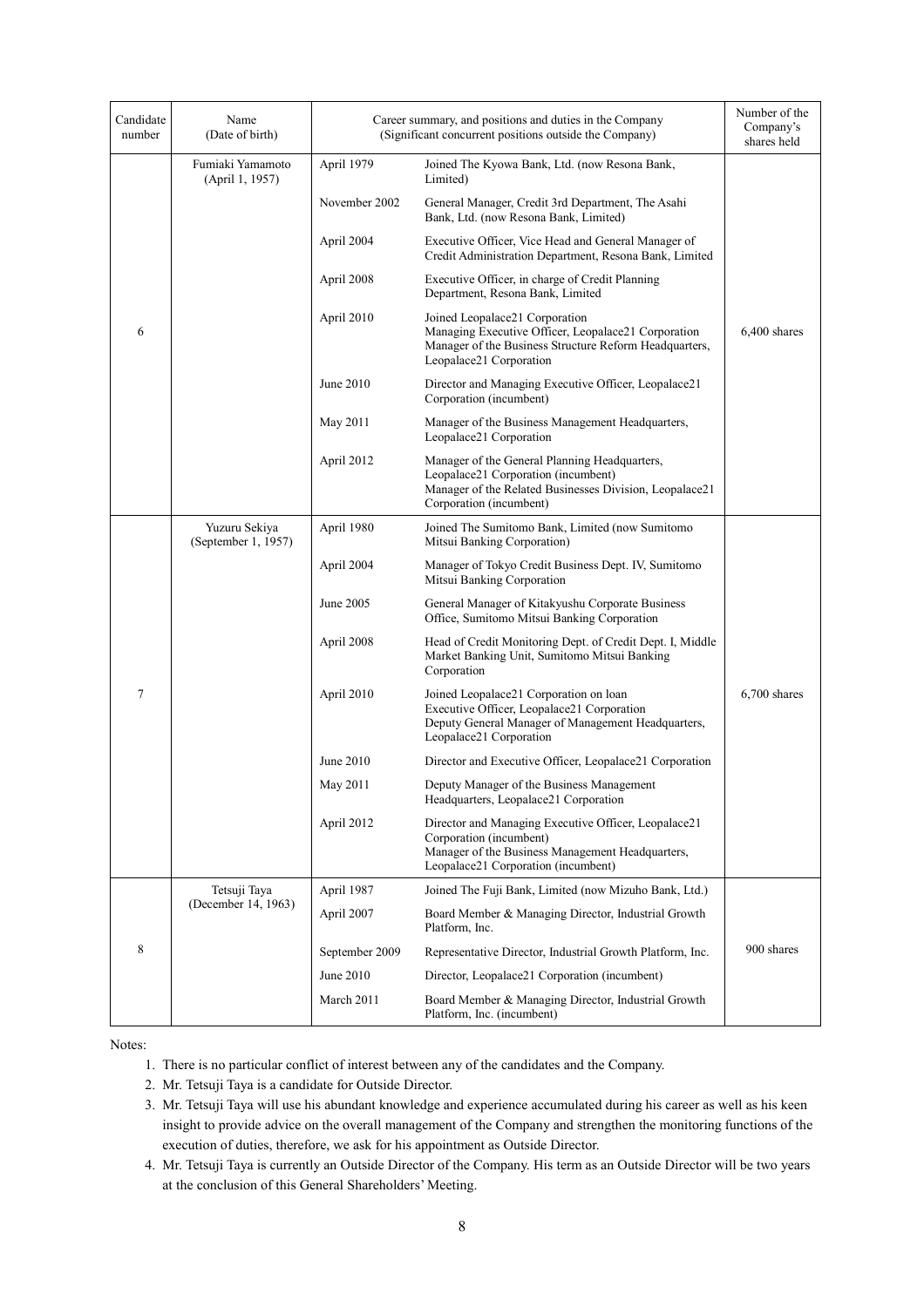| Candidate number | Name (Date of birth) | Career summary, and positions and duties in the Company (Significant concurrent positions outside the Company) | | Number of the Company's shares held |
|---|---|---|---|---|
| 6 | Fumiaki Yamamoto (April 1, 1957) | April 1979 | Joined The Kyowa Bank, Ltd. (now Resona Bank, Limited) | 6,400 shares |
| | | November 2002 | General Manager, Credit 3rd Department, The Asahi Bank, Ltd. (now Resona Bank, Limited) | |
| | | April 2004 | Executive Officer, Vice Head and General Manager of Credit Administration Department, Resona Bank, Limited | |
| | | April 2008 | Executive Officer, in charge of Credit Planning Department, Resona Bank, Limited | |
| | | April 2010 | Joined Leopalace21 Corporation<br>Managing Executive Officer, Leopalace21 Corporation<br>Manager of the Business Structure Reform Headquarters, Leopalace21 Corporation | |
| | | June 2010 | Director and Managing Executive Officer, Leopalace21 Corporation (incumbent) | |
| | | May 2011 | Manager of the Business Management Headquarters, Leopalace21 Corporation | |
| | | April 2012 | Manager of the General Planning Headquarters, Leopalace21 Corporation (incumbent)<br>Manager of the Related Businesses Division, Leopalace21 Corporation (incumbent) | |
| 7 | Yuzuru Sekiya (September 1, 1957) | April 1980 | Joined The Sumitomo Bank, Limited (now Sumitomo Mitsui Banking Corporation) | 6,700 shares |
| | | April 2004 | Manager of Tokyo Credit Business Dept. IV, Sumitomo Mitsui Banking Corporation | |
| | | June 2005 | General Manager of Kitakyushu Corporate Business Office, Sumitomo Mitsui Banking Corporation | |
| | | April 2008 | Head of Credit Monitoring Dept. of Credit Dept. I, Middle Market Banking Unit, Sumitomo Mitsui Banking Corporation | |
| | | April 2010 | Joined Leopalace21 Corporation on loan<br>Executive Officer, Leopalace21 Corporation<br>Deputy General Manager of Management Headquarters, Leopalace21 Corporation | |
| | | June 2010 | Director and Executive Officer, Leopalace21 Corporation | |
| | | May 2011 | Deputy Manager of the Business Management Headquarters, Leopalace21 Corporation | |
| | | April 2012 | Director and Managing Executive Officer, Leopalace21 Corporation (incumbent)<br>Manager of the Business Management Headquarters, Leopalace21 Corporation (incumbent) | |
| 8 | Tetsuji Taya (December 14, 1963) | April 1987 | Joined The Fuji Bank, Limited (now Mizuho Bank, Ltd.) | 900 shares |
| | | April 2007 | Board Member & Managing Director, Industrial Growth Platform, Inc. | |
| | | September 2009 | Representative Director, Industrial Growth Platform, Inc. | |
| | | June 2010 | Director, Leopalace21 Corporation (incumbent) | |
| | | March 2011 | Board Member & Managing Director, Industrial Growth Platform, Inc. (incumbent) | |

Notes:

1. There is no particular conflict of interest between any of the candidates and the Company.
2. Mr. Tetsuji Taya is a candidate for Outside Director.
3. Mr. Tetsuji Taya will use his abundant knowledge and experience accumulated during his career as well as his keen insight to provide advice on the overall management of the Company and strengthen the monitoring functions of the execution of duties, therefore, we ask for his appointment as Outside Director.
4. Mr. Tetsuji Taya is currently an Outside Director of the Company. His term as an Outside Director will be two years at the conclusion of this General Shareholders' Meeting.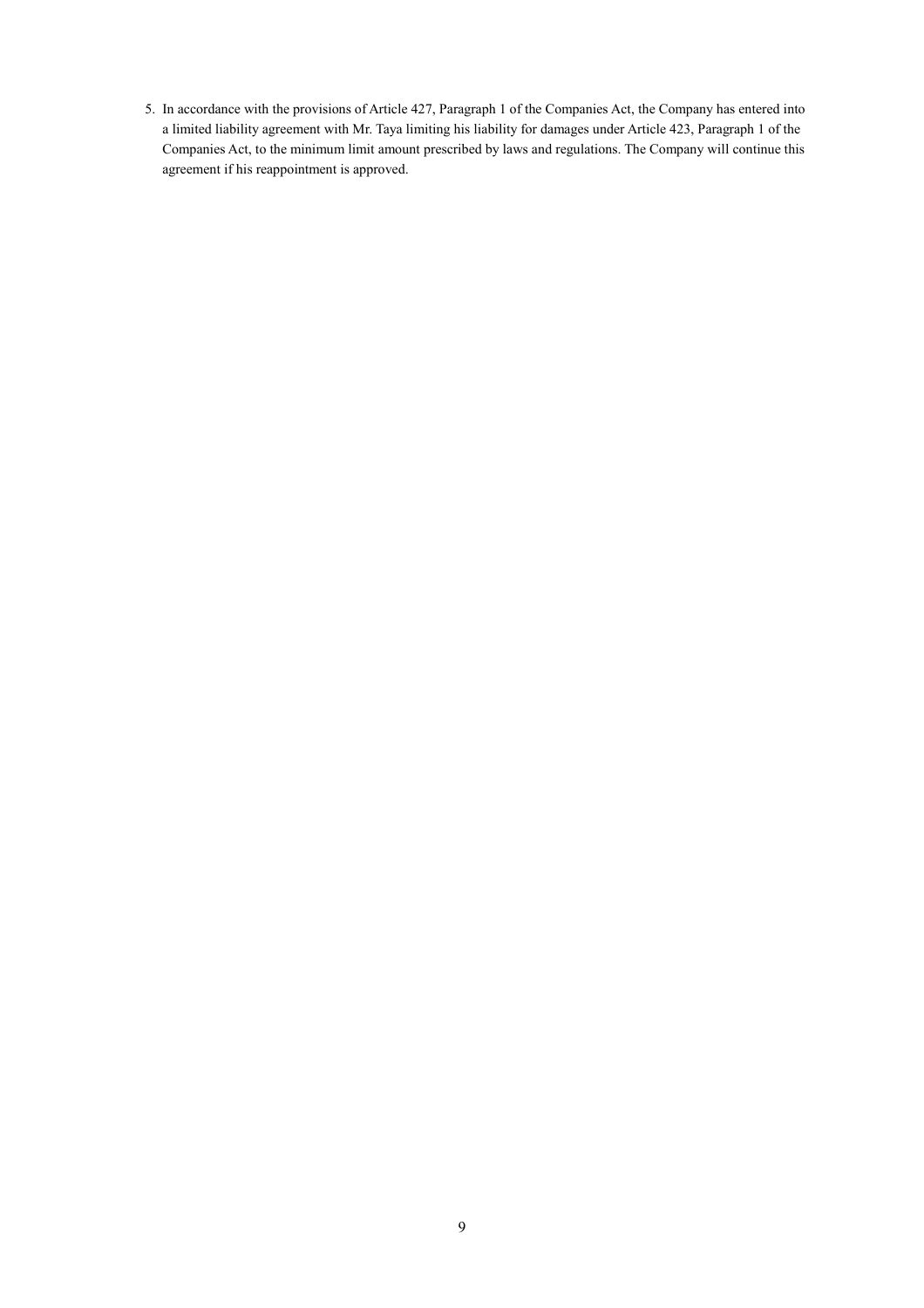5. In accordance with the provisions of Article 427, Paragraph 1 of the Companies Act, the Company has entered into a limited liability agreement with Mr. Taya limiting his liability for damages under Article 423, Paragraph 1 of the Companies Act, to the minimum limit amount prescribed by laws and regulations. The Company will continue this agreement if his reappointment is approved.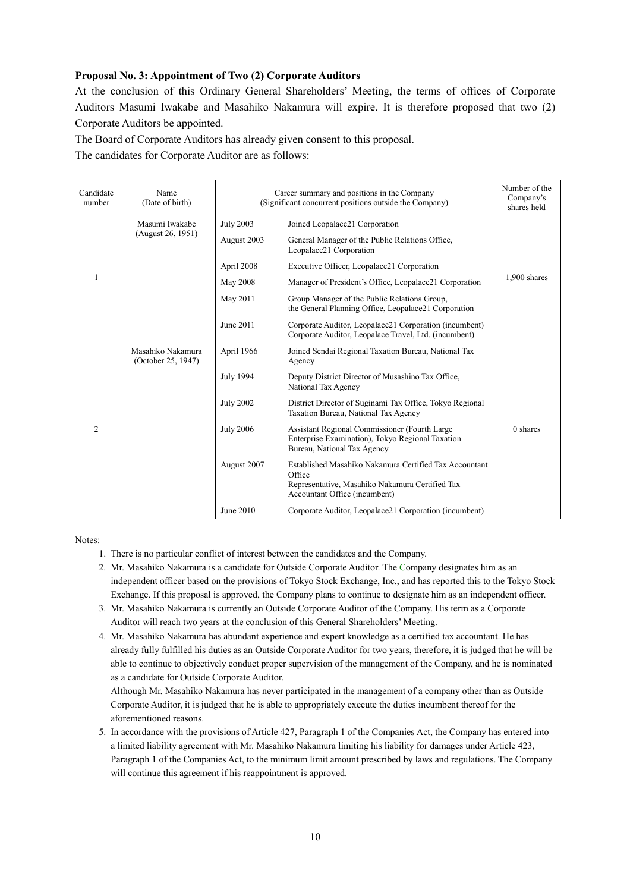**Proposal No. 3: Appointment of Two (2) Corporate Auditors**

At the conclusion of this Ordinary General Shareholders' Meeting, the terms of offices of Corporate Auditors Masumi Iwakabe and Masahiko Nakamura will expire. It is therefore proposed that two (2) Corporate Auditors be appointed.

The Board of Corporate Auditors has already given consent to this proposal.

The candidates for Corporate Auditor are as follows:

| Candidate number | Name (Date of birth) | Career summary and positions in the Company (Significant concurrent positions outside the Company) | | Number of the Company's shares held |
|---|---|---|---|---|
| 1 | Masumi Iwakabe (August 26, 1951) | July 2003 | Joined Leopalace21 Corporation | 1,900 shares |
| | | August 2003 | General Manager of the Public Relations Office, Leopalace21 Corporation | |
| | | April 2008 | Executive Officer, Leopalace21 Corporation | |
| | | May 2008 | Manager of President's Office, Leopalace21 Corporation | |
| | | May 2011 | Group Manager of the Public Relations Group, the General Planning Office, Leopalace21 Corporation | |
| | | June 2011 | Corporate Auditor, Leopalace21 Corporation (incumbent) Corporate Auditor, Leopalace Travel, Ltd. (incumbent) | |
| 2 | Masahiko Nakamura (October 25, 1947) | April 1966 | Joined Sendai Regional Taxation Bureau, National Tax Agency | 0 shares |
| | | July 1994 | Deputy District Director of Musashino Tax Office, National Tax Agency | |
| | | July 2002 | District Director of Suginami Tax Office, Tokyo Regional Taxation Bureau, National Tax Agency | |
| | | July 2006 | Assistant Regional Commissioner (Fourth Large Enterprise Examination), Tokyo Regional Taxation Bureau, National Tax Agency | |
| | | August 2007 | Established Masahiko Nakamura Certified Tax Accountant Office Representative, Masahiko Nakamura Certified Tax Accountant Office (incumbent) | |
| | | June 2010 | Corporate Auditor, Leopalace21 Corporation (incumbent) | |

Notes:

1. There is no particular conflict of interest between the candidates and the Company.
2. Mr. Masahiko Nakamura is a candidate for Outside Corporate Auditor. The Company designates him as an independent officer based on the provisions of Tokyo Stock Exchange, Inc., and has reported this to the Tokyo Stock Exchange. If this proposal is approved, the Company plans to continue to designate him as an independent officer.
3. Mr. Masahiko Nakamura is currently an Outside Corporate Auditor of the Company. His term as a Corporate Auditor will reach two years at the conclusion of this General Shareholders' Meeting.
4. Mr. Masahiko Nakamura has abundant experience and expert knowledge as a certified tax accountant. He has already fully fulfilled his duties as an Outside Corporate Auditor for two years, therefore, it is judged that he will be able to continue to objectively conduct proper supervision of the management of the Company, and he is nominated as a candidate for Outside Corporate Auditor.
   Although Mr. Masahiko Nakamura has never participated in the management of a company other than as Outside Corporate Auditor, it is judged that he is able to appropriately execute the duties incumbent thereof for the aforementioned reasons.
5. In accordance with the provisions of Article 427, Paragraph 1 of the Companies Act, the Company has entered into a limited liability agreement with Mr. Masahiko Nakamura limiting his liability for damages under Article 423, Paragraph 1 of the Companies Act, to the minimum limit amount prescribed by laws and regulations. The Company will continue this agreement if his reappointment is approved.